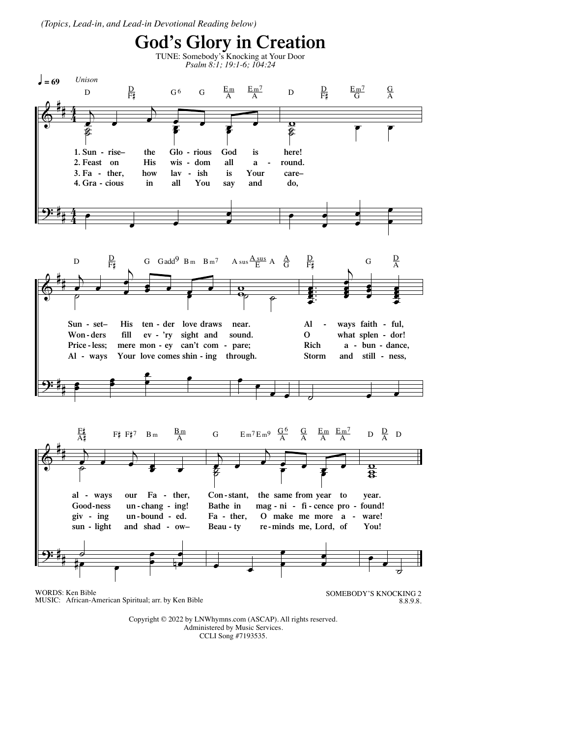*(Topics, Lead-in, and Lead-in Devotional Reading below)*

# God's Glory in Creation

TUNE: Somebody's Knocking at Your Door
*Psalm 8:1; 19:1-6; 104:24*

♩ = 69 *Unison*

1. Sunrise— the Glorious God is here!
Sunset— His tender love draws near.
Always faithful, always our Father,
Constant, the same from year to year.

2. Feast on His wisdom all around.
Wonders fill ev'ry sight and sound.
O what splendor! Goodness unchanging!
Bathe in magnificence profound!

3. Father, how lavish is Your care—
Priceless; mere money can't compare;
Rich abundance, giving unbounded.
Father, O make me more aware!

4. Gracious in all You say and do,
Always Your love comes shining through.
Storm and stillness, sunlight and shadow—
Beauty reminds me, Lord, of You!

WORDS: Ken Bible
MUSIC: African-American Spiritual; arr. by Ken Bible

SOMEBODY'S KNOCKING 2
8.8.9.8.

Copyright © 2022 by LNWhymns.com (ASCAP). All rights reserved.
Administered by Music Services.
CCLI Song #7193535.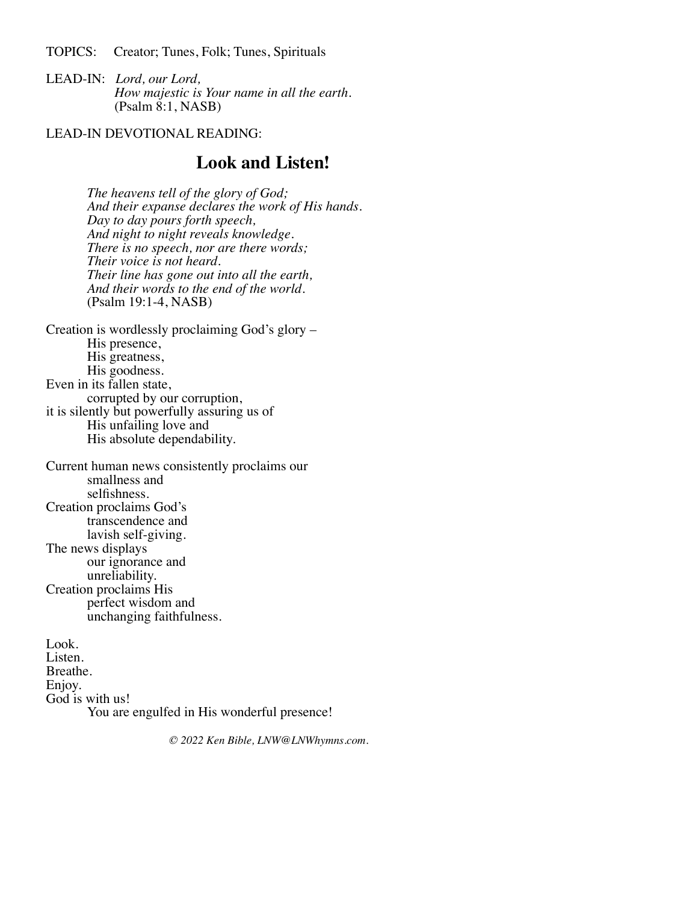TOPICS: Creator; Tunes, Folk; Tunes, Spirituals

LEAD-IN: *Lord, our Lord,*
*How majestic is Your name in all the earth.*
(Psalm 8:1, NASB)

LEAD-IN DEVOTIONAL READING:

## Look and Listen!

*The heavens tell of the glory of God;*
*And their expanse declares the work of His hands.*
*Day to day pours forth speech,*
*And night to night reveals knowledge.*
*There is no speech, nor are there words;*
*Their voice is not heard.*
*Their line has gone out into all the earth,*
*And their words to the end of the world.*
(Psalm 19:1-4, NASB)

Creation is wordlessly proclaiming God's glory –
His presence,
His greatness,
His goodness.
Even in its fallen state,
corrupted by our corruption,
it is silently but powerfully assuring us of
His unfailing love and
His absolute dependability.

Current human news consistently proclaims our
smallness and
selfishness.
Creation proclaims God's
transcendence and
lavish self-giving.
The news displays
our ignorance and
unreliability.
Creation proclaims His
perfect wisdom and
unchanging faithfulness.

Look.
Listen.
Breathe.
Enjoy.
God is with us!
You are engulfed in His wonderful presence!

*© 2022 Ken Bible, LNW@LNWhymns.com.*